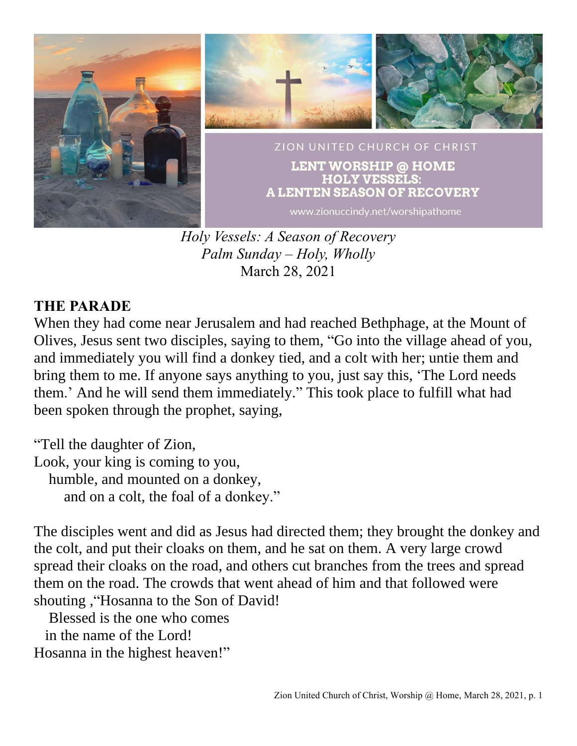ZION UNITED CHURCH OF CHRIST

**LENT WORSHIP @ HOME**
**HOLY VESSELS:**
**A LENTEN SEASON OF RECOVERY**

www.zionuccindy.net/worshipathome

*Holy Vessels: A Season of Recovery*
*Palm Sunday – Holy, Wholly*
March 28, 2021

## THE PARADE

When they had come near Jerusalem and had reached Bethphage, at the Mount of Olives, Jesus sent two disciples, saying to them, "Go into the village ahead of you, and immediately you will find a donkey tied, and a colt with her; untie them and bring them to me. If anyone says anything to you, just say this, 'The Lord needs them.' And he will send them immediately." This took place to fulfill what had been spoken through the prophet, saying,

"Tell the daughter of Zion,
Look, your king is coming to you,
humble, and mounted on a donkey,
and on a colt, the foal of a donkey."

The disciples went and did as Jesus had directed them; they brought the donkey and the colt, and put their cloaks on them, and he sat on them. A very large crowd spread their cloaks on the road, and others cut branches from the trees and spread them on the road. The crowds that went ahead of him and that followed were shouting ,"Hosanna to the Son of David!
Blessed is the one who comes
in the name of the Lord!
Hosanna in the highest heaven!"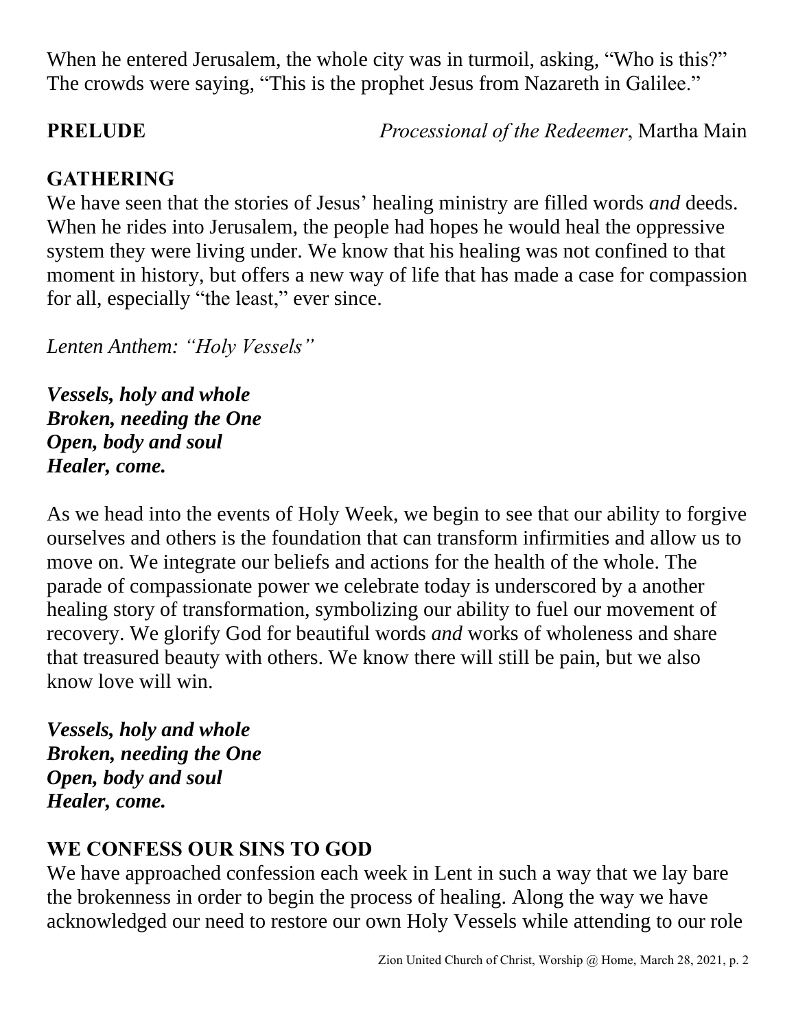When he entered Jerusalem, the whole city was in turmoil, asking, "Who is this?" The crowds were saying, "This is the prophet Jesus from Nazareth in Galilee."

**PRELUDE** *Processional of the Redeemer*, Martha Main

## GATHERING

We have seen that the stories of Jesus' healing ministry are filled words *and* deeds. When he rides into Jerusalem, the people had hopes he would heal the oppressive system they were living under. We know that his healing was not confined to that moment in history, but offers a new way of life that has made a case for compassion for all, especially "the least," ever since.

*Lenten Anthem: "Holy Vessels"*

***Vessels, holy and whole***
***Broken, needing the One***
***Open, body and soul***
***Healer, come.***

As we head into the events of Holy Week, we begin to see that our ability to forgive ourselves and others is the foundation that can transform infirmities and allow us to move on. We integrate our beliefs and actions for the health of the whole. The parade of compassionate power we celebrate today is underscored by a another healing story of transformation, symbolizing our ability to fuel our movement of recovery. We glorify God for beautiful words *and* works of wholeness and share that treasured beauty with others. We know there will still be pain, but we also know love will win.

***Vessels, holy and whole***
***Broken, needing the One***
***Open, body and soul***
***Healer, come.***

## WE CONFESS OUR SINS TO GOD

We have approached confession each week in Lent in such a way that we lay bare the brokenness in order to begin the process of healing. Along the way we have acknowledged our need to restore our own Holy Vessels while attending to our role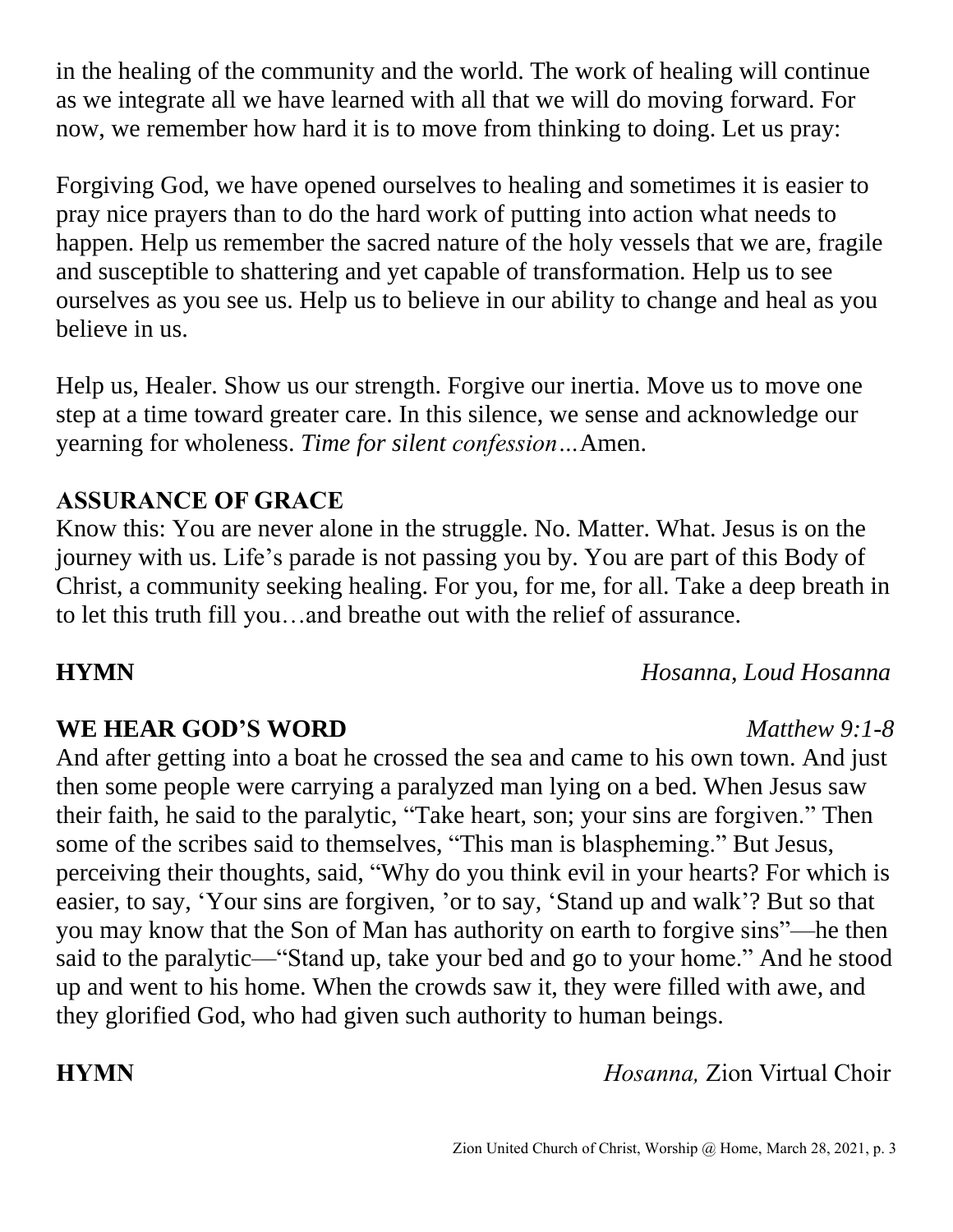in the healing of the community and the world. The work of healing will continue as we integrate all we have learned with all that we will do moving forward. For now, we remember how hard it is to move from thinking to doing. Let us pray:

Forgiving God, we have opened ourselves to healing and sometimes it is easier to pray nice prayers than to do the hard work of putting into action what needs to happen. Help us remember the sacred nature of the holy vessels that we are, fragile and susceptible to shattering and yet capable of transformation. Help us to see ourselves as you see us. Help us to believe in our ability to change and heal as you believe in us.

Help us, Healer. Show us our strength. Forgive our inertia. Move us to move one step at a time toward greater care. In this silence, we sense and acknowledge our yearning for wholeness. *Time for silent confession…*Amen.

**ASSURANCE OF GRACE**

Know this: You are never alone in the struggle. No. Matter. What. Jesus is on the journey with us. Life's parade is not passing you by. You are part of this Body of Christ, a community seeking healing. For you, for me, for all. Take a deep breath in to let this truth fill you…and breathe out with the relief of assurance.

**HYMN** *Hosanna, Loud Hosanna*

**WE HEAR GOD'S WORD** *Matthew 9:1-8*

And after getting into a boat he crossed the sea and came to his own town. And just then some people were carrying a paralyzed man lying on a bed. When Jesus saw their faith, he said to the paralytic, "Take heart, son; your sins are forgiven." Then some of the scribes said to themselves, "This man is blaspheming." But Jesus, perceiving their thoughts, said, "Why do you think evil in your hearts? For which is easier, to say, 'Your sins are forgiven, 'or to say, 'Stand up and walk'? But so that you may know that the Son of Man has authority on earth to forgive sins"—he then said to the paralytic—"Stand up, take your bed and go to your home." And he stood up and went to his home. When the crowds saw it, they were filled with awe, and they glorified God, who had given such authority to human beings.

**HYMN** *Hosanna,* Zion Virtual Choir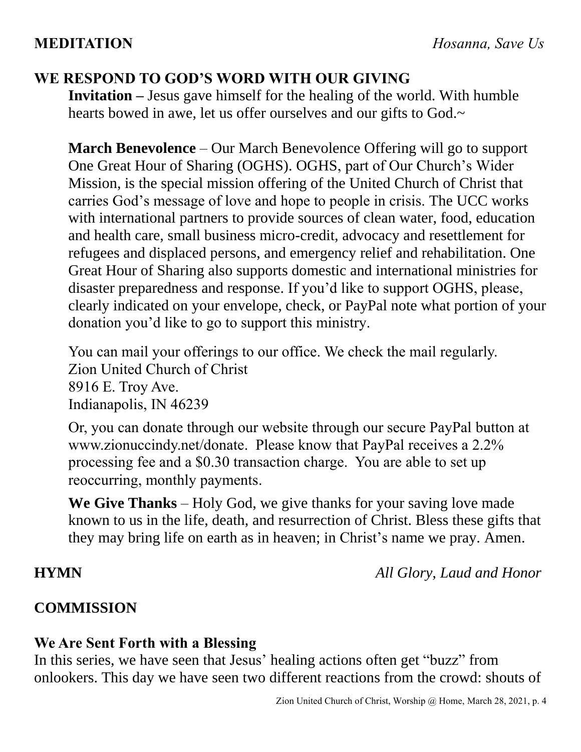**MEDITATION** *Hosanna, Save Us*

## WE RESPOND TO GOD'S WORD WITH OUR GIVING

**Invitation –** Jesus gave himself for the healing of the world. With humble hearts bowed in awe, let us offer ourselves and our gifts to God.~

**March Benevolence** – Our March Benevolence Offering will go to support One Great Hour of Sharing (OGHS). OGHS, part of Our Church's Wider Mission, is the special mission offering of the United Church of Christ that carries God's message of love and hope to people in crisis. The UCC works with international partners to provide sources of clean water, food, education and health care, small business micro-credit, advocacy and resettlement for refugees and displaced persons, and emergency relief and rehabilitation. One Great Hour of Sharing also supports domestic and international ministries for disaster preparedness and response. If you'd like to support OGHS, please, clearly indicated on your envelope, check, or PayPal note what portion of your donation you'd like to go to support this ministry.

You can mail your offerings to our office. We check the mail regularly.
Zion United Church of Christ
8916 E. Troy Ave.
Indianapolis, IN 46239

Or, you can donate through our website through our secure PayPal button at www.zionuccindy.net/donate. Please know that PayPal receives a 2.2% processing fee and a $0.30 transaction charge. You are able to set up reoccurring, monthly payments.

**We Give Thanks** – Holy God, we give thanks for your saving love made known to us in the life, death, and resurrection of Christ. Bless these gifts that they may bring life on earth as in heaven; in Christ's name we pray. Amen.

**HYMN** *All Glory, Laud and Honor*

## COMMISSION

### We Are Sent Forth with a Blessing

In this series, we have seen that Jesus' healing actions often get "buzz" from onlookers. This day we have seen two different reactions from the crowd: shouts of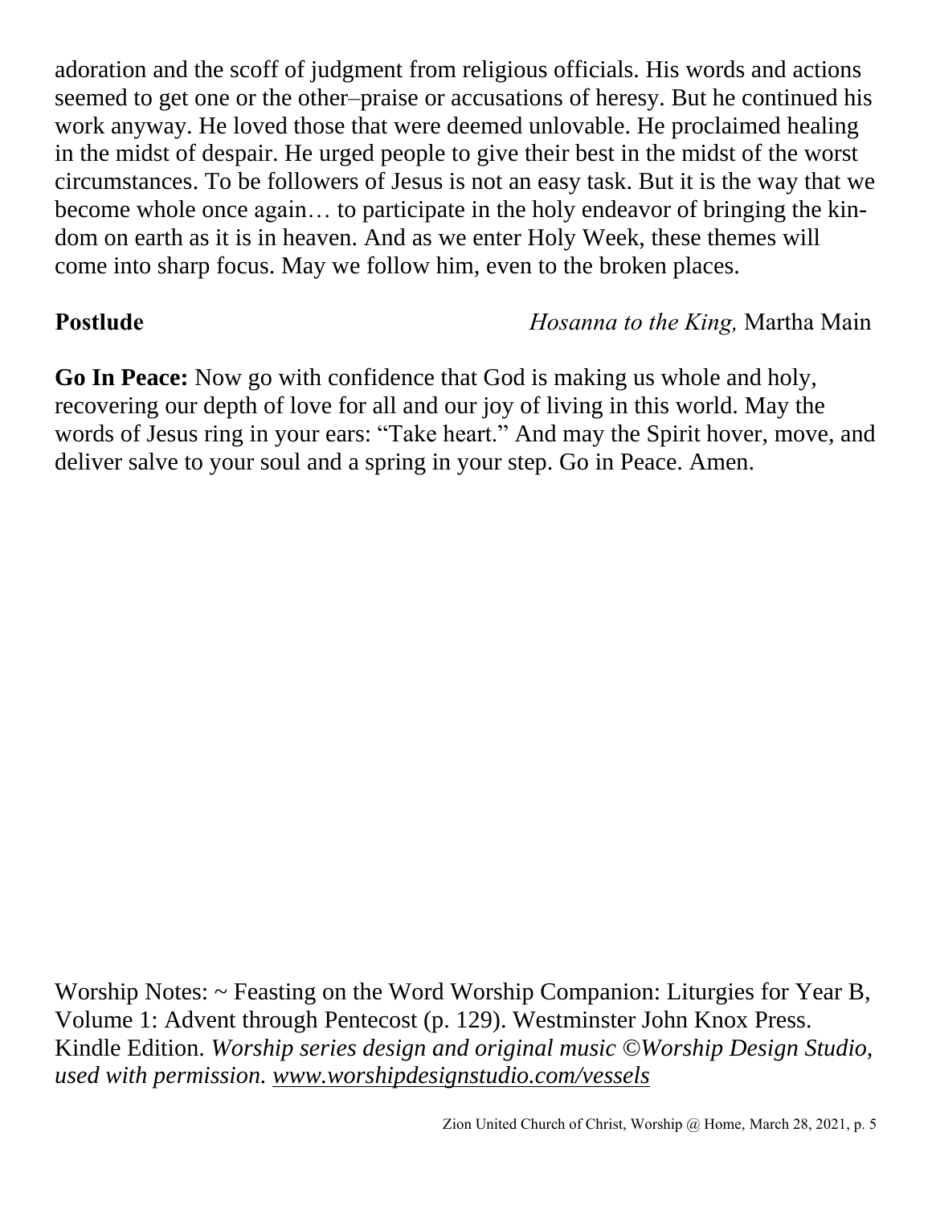adoration and the scoff of judgment from religious officials. His words and actions seemed to get one or the other–praise or accusations of heresy. But he continued his work anyway. He loved those that were deemed unlovable. He proclaimed healing in the midst of despair. He urged people to give their best in the midst of the worst circumstances. To be followers of Jesus is not an easy task. But it is the way that we become whole once again… to participate in the holy endeavor of bringing the kin-dom on earth as it is in heaven. And as we enter Holy Week, these themes will come into sharp focus. May we follow him, even to the broken places.

**Postlude** *Hosanna to the King,* Martha Main

**Go In Peace:** Now go with confidence that God is making us whole and holy, recovering our depth of love for all and our joy of living in this world. May the words of Jesus ring in your ears: "Take heart." And may the Spirit hover, move, and deliver salve to your soul and a spring in your step. Go in Peace. Amen.

Worship Notes: ~ Feasting on the Word Worship Companion: Liturgies for Year B, Volume 1: Advent through Pentecost (p. 129). Westminster John Knox Press. Kindle Edition. *Worship series design and original music ©Worship Design Studio, used with permission. www.worshipdesignstudio.com/vessels*